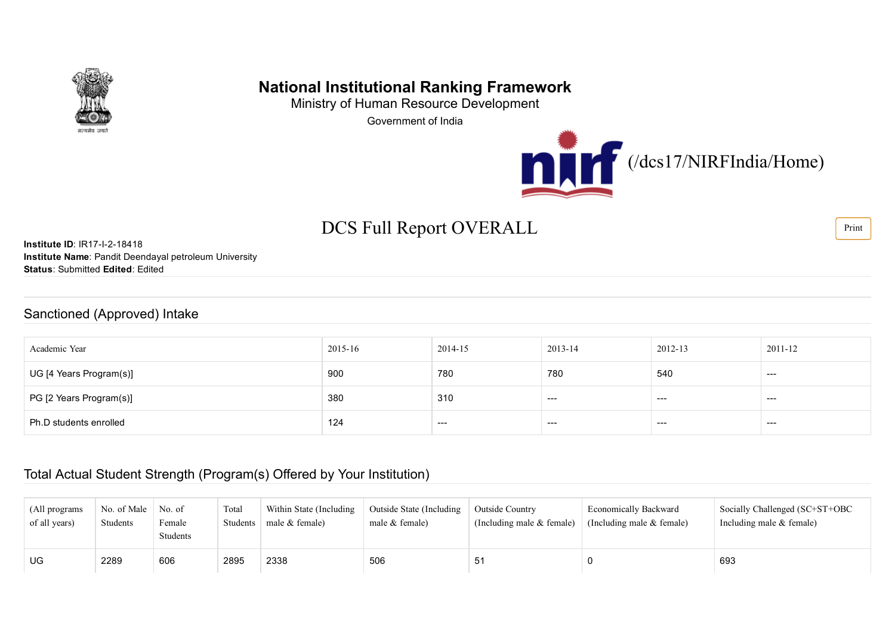# National Institutional Ranking Framework

Ministry of Human Resource Development

Government of India

(/dcs17/NIRFIndia/Home)

## DCS Full Report OVERALL

Print

**Institute ID**: IR17-I-2-18418
**Institute Name**: Pandit Deendayal petroleum University
**Status**: Submitted **Edited**: Edited

### Sanctioned (Approved) Intake

| Academic Year | 2015-16 | 2014-15 | 2013-14 | 2012-13 | 2011-12 |
|---|---|---|---|---|---|
| UG [4 Years Program(s)] | 900 | 780 | 780 | 540 | --- |
| PG [2 Years Program(s)] | 380 | 310 | --- | --- | --- |
| Ph.D students enrolled | 124 | --- | --- | --- | --- |

### Total Actual Student Strength (Program(s) Offered by Your Institution)

| (All programs of all years) | No. of Male Students | No. of Female Students | Total Students | Within State (Including male & female) | Outside State (Including male & female) | Outside Country (Including male & female) | Economically Backward (Including male & female) | Socially Challenged (SC+ST+OBC Including male & female) |
|---|---|---|---|---|---|---|---|---|
| UG | 2289 | 606 | 2895 | 2338 | 506 | 51 | 0 | 693 |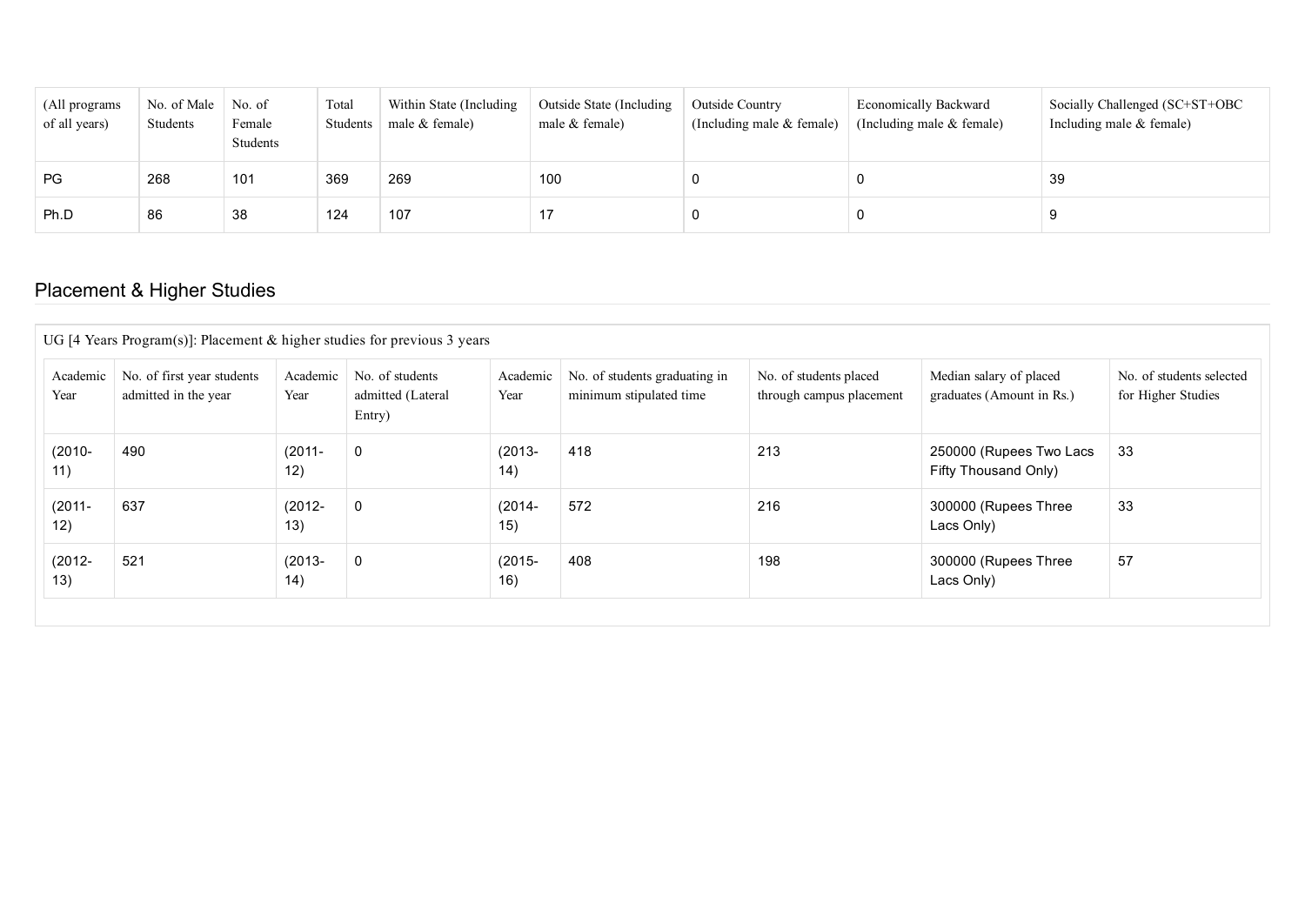| (All programs of all years) | No. of Male Students | No. of Female Students | Total Students | Within State (Including male & female) | Outside State (Including male & female) | Outside Country (Including male & female) | Economically Backward (Including male & female) | Socially Challenged (SC+ST+OBC Including male & female) |
|---|---|---|---|---|---|---|---|---|
| PG | 268 | 101 | 369 | 269 | 100 | 0 | 0 | 39 |
| Ph.D | 86 | 38 | 124 | 107 | 17 | 0 | 0 | 9 |

## Placement & Higher Studies

UG [4 Years Program(s)]: Placement & higher studies for previous 3 years

| Academic Year | No. of first year students admitted in the year | Academic Year | No. of students admitted (Lateral Entry) | Academic Year | No. of students graduating in minimum stipulated time | No. of students placed through campus placement | Median salary of placed graduates (Amount in Rs.) | No. of students selected for Higher Studies |
|---|---|---|---|---|---|---|---|---|
| (2010-11) | 490 | (2011-12) | 0 | (2013-14) | 418 | 213 | 250000 (Rupees Two Lacs Fifty Thousand Only) | 33 |
| (2011-12) | 637 | (2012-13) | 0 | (2014-15) | 572 | 216 | 300000 (Rupees Three Lacs Only) | 33 |
| (2012-13) | 521 | (2013-14) | 0 | (2015-16) | 408 | 198 | 300000 (Rupees Three Lacs Only) | 57 |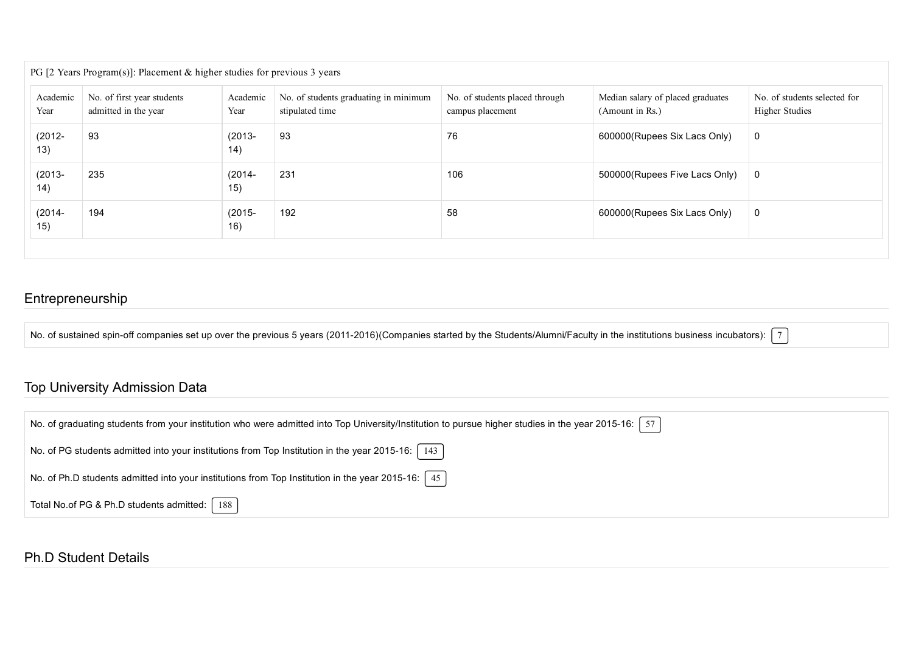PG [2 Years Program(s)]: Placement & higher studies for previous 3 years

| Academic Year | No. of first year students admitted in the year | Academic Year | No. of students graduating in minimum stipulated time | No. of students placed through campus placement | Median salary of placed graduates (Amount in Rs.) | No. of students selected for Higher Studies |
|---|---|---|---|---|---|---|
| (2012-13) | 93 | (2013-14) | 93 | 76 | 600000(Rupees Six Lacs Only) | 0 |
| (2013-14) | 235 | (2014-15) | 231 | 106 | 500000(Rupees Five Lacs Only) | 0 |
| (2014-15) | 194 | (2015-16) | 192 | 58 | 600000(Rupees Six Lacs Only) | 0 |

## Entrepreneurship

No. of sustained spin-off companies set up over the previous 5 years (2011-2016)(Companies started by the Students/Alumni/Faculty in the institutions business incubators): 7

## Top University Admission Data

No. of graduating students from your institution who were admitted into Top University/Institution to pursue higher studies in the year 2015-16: 57

No. of PG students admitted into your institutions from Top Institution in the year 2015-16: 143

No. of Ph.D students admitted into your institutions from Top Institution in the year 2015-16: 45

Total No.of PG & Ph.D students admitted: 188

## Ph.D Student Details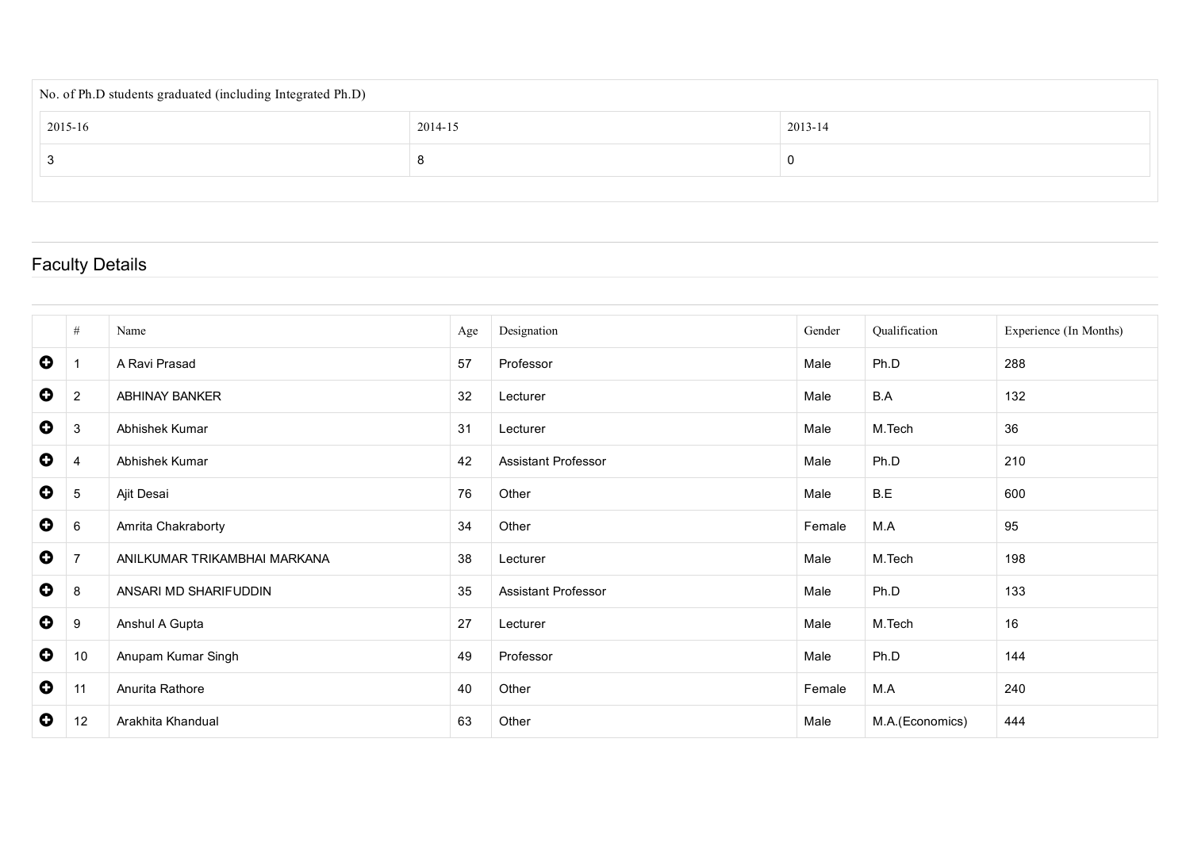| No. of Ph.D students graduated (including Integrated Ph.D) | | |
|---|---|---|
| 2015-16 | 2014-15 | 2013-14 |
| 3 | 8 | 0 |

## Faculty Details

| | # | Name | Age | Designation | Gender | Qualification | Experience (In Months) |
|---|---|---|---|---|---|---|---|
| | 1 | A Ravi Prasad | 57 | Professor | Male | Ph.D | 288 |
| | 2 | ABHINAY BANKER | 32 | Lecturer | Male | B.A | 132 |
| | 3 | Abhishek Kumar | 31 | Lecturer | Male | M.Tech | 36 |
| | 4 | Abhishek Kumar | 42 | Assistant Professor | Male | Ph.D | 210 |
| | 5 | Ajit Desai | 76 | Other | Male | B.E | 600 |
| | 6 | Amrita Chakraborty | 34 | Other | Female | M.A | 95 |
| | 7 | ANILKUMAR TRIKAMBHAI MARKANA | 38 | Lecturer | Male | M.Tech | 198 |
| | 8 | ANSARI MD SHARIFUDDIN | 35 | Assistant Professor | Male | Ph.D | 133 |
| | 9 | Anshul A Gupta | 27 | Lecturer | Male | M.Tech | 16 |
| | 10 | Anupam Kumar Singh | 49 | Professor | Male | Ph.D | 144 |
| | 11 | Anurita Rathore | 40 | Other | Female | M.A | 240 |
| | 12 | Arakhita Khandual | 63 | Other | Male | M.A.(Economics) | 444 |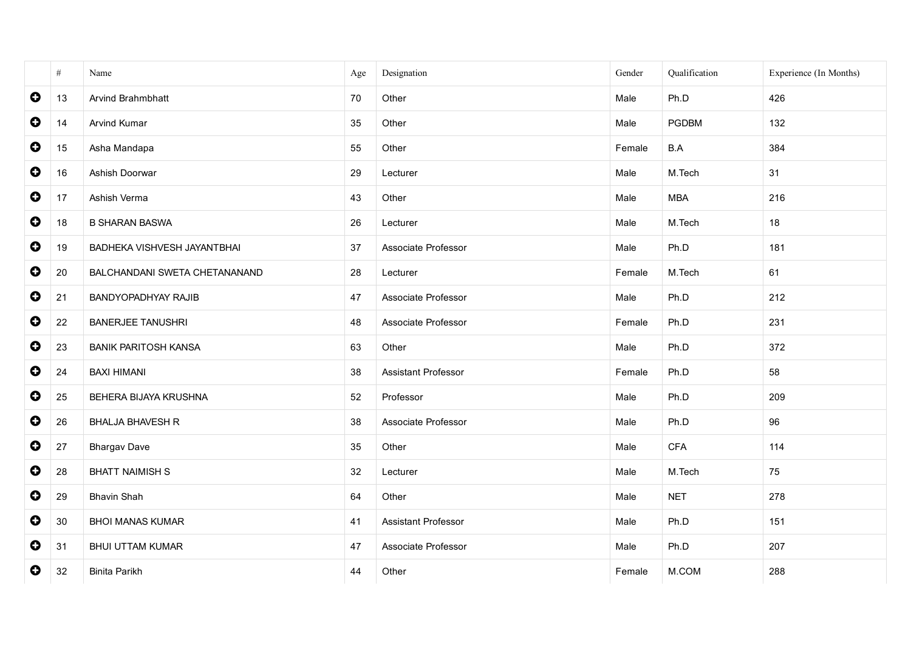| | # | Name | Age | Designation | Gender | Qualification | Experience (In Months) |
|---|---|---|---|---|---|---|---|
| ⊕ | 13 | Arvind Brahmbhatt | 70 | Other | Male | Ph.D | 426 |
| ⊕ | 14 | Arvind Kumar | 35 | Other | Male | PGDBM | 132 |
| ⊕ | 15 | Asha Mandapa | 55 | Other | Female | B.A | 384 |
| ⊕ | 16 | Ashish Doorwar | 29 | Lecturer | Male | M.Tech | 31 |
| ⊕ | 17 | Ashish Verma | 43 | Other | Male | MBA | 216 |
| ⊕ | 18 | B SHARAN BASWA | 26 | Lecturer | Male | M.Tech | 18 |
| ⊕ | 19 | BADHEKA VISHVESH JAYANTBHAI | 37 | Associate Professor | Male | Ph.D | 181 |
| ⊕ | 20 | BALCHANDANI SWETA CHETANANAND | 28 | Lecturer | Female | M.Tech | 61 |
| ⊕ | 21 | BANDYOPADHYAY RAJIB | 47 | Associate Professor | Male | Ph.D | 212 |
| ⊕ | 22 | BANERJEE TANUSHRI | 48 | Associate Professor | Female | Ph.D | 231 |
| ⊕ | 23 | BANIK PARITOSH KANSA | 63 | Other | Male | Ph.D | 372 |
| ⊕ | 24 | BAXI HIMANI | 38 | Assistant Professor | Female | Ph.D | 58 |
| ⊕ | 25 | BEHERA BIJAYA KRUSHNA | 52 | Professor | Male | Ph.D | 209 |
| ⊕ | 26 | BHALJA BHAVESH R | 38 | Associate Professor | Male | Ph.D | 96 |
| ⊕ | 27 | Bhargav Dave | 35 | Other | Male | CFA | 114 |
| ⊕ | 28 | BHATT NAIMISH S | 32 | Lecturer | Male | M.Tech | 75 |
| ⊕ | 29 | Bhavin Shah | 64 | Other | Male | NET | 278 |
| ⊕ | 30 | BHOI MANAS KUMAR | 41 | Assistant Professor | Male | Ph.D | 151 |
| ⊕ | 31 | BHUI UTTAM KUMAR | 47 | Associate Professor | Male | Ph.D | 207 |
| ⊕ | 32 | Binita Parikh | 44 | Other | Female | M.COM | 288 |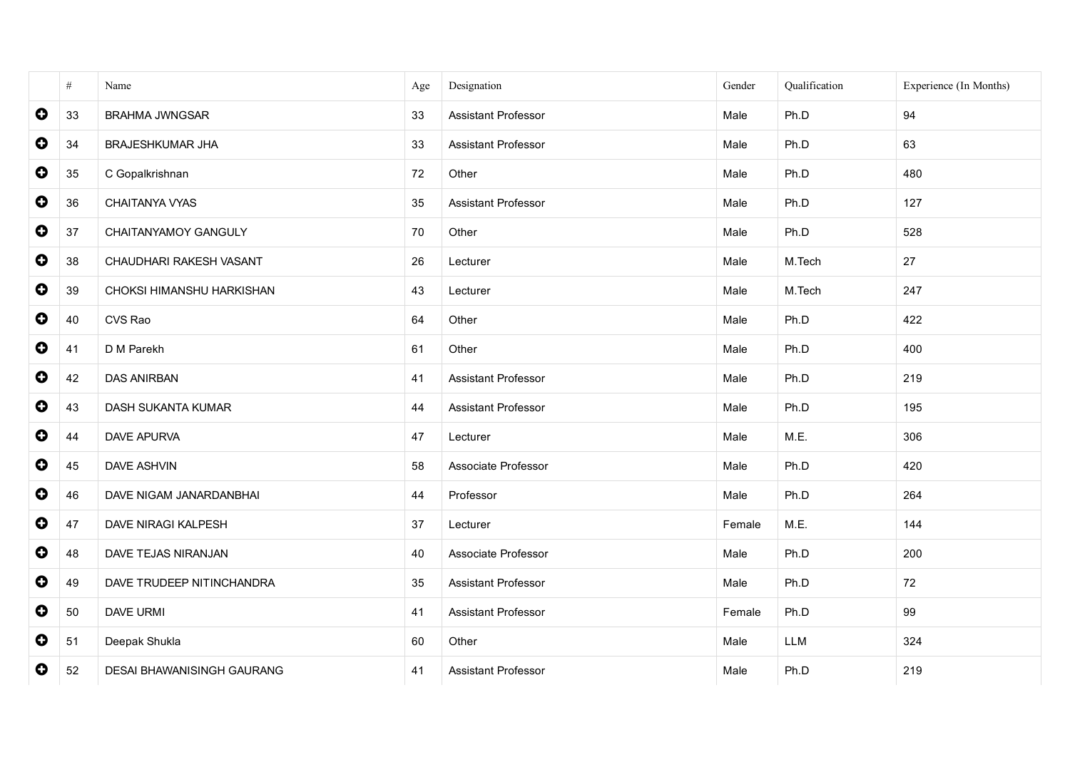| | # | Name | Age | Designation | Gender | Qualification | Experience (In Months) |
|---|---|---|---|---|---|---|---|
| ⊕ | 33 | BRAHMA JWNGSAR | 33 | Assistant Professor | Male | Ph.D | 94 |
| ⊕ | 34 | BRAJESHKUMAR JHA | 33 | Assistant Professor | Male | Ph.D | 63 |
| ⊕ | 35 | C Gopalkrishnan | 72 | Other | Male | Ph.D | 480 |
| ⊕ | 36 | CHAITANYA VYAS | 35 | Assistant Professor | Male | Ph.D | 127 |
| ⊕ | 37 | CHAITANYAMOY GANGULY | 70 | Other | Male | Ph.D | 528 |
| ⊕ | 38 | CHAUDHARI RAKESH VASANT | 26 | Lecturer | Male | M.Tech | 27 |
| ⊕ | 39 | CHOKSI HIMANSHU HARKISHAN | 43 | Lecturer | Male | M.Tech | 247 |
| ⊕ | 40 | CVS Rao | 64 | Other | Male | Ph.D | 422 |
| ⊕ | 41 | D M Parekh | 61 | Other | Male | Ph.D | 400 |
| ⊕ | 42 | DAS ANIRBAN | 41 | Assistant Professor | Male | Ph.D | 219 |
| ⊕ | 43 | DASH SUKANTA KUMAR | 44 | Assistant Professor | Male | Ph.D | 195 |
| ⊕ | 44 | DAVE APURVA | 47 | Lecturer | Male | M.E. | 306 |
| ⊕ | 45 | DAVE ASHVIN | 58 | Associate Professor | Male | Ph.D | 420 |
| ⊕ | 46 | DAVE NIGAM JANARDANBHAI | 44 | Professor | Male | Ph.D | 264 |
| ⊕ | 47 | DAVE NIRAGI KALPESH | 37 | Lecturer | Female | M.E. | 144 |
| ⊕ | 48 | DAVE TEJAS NIRANJAN | 40 | Associate Professor | Male | Ph.D | 200 |
| ⊕ | 49 | DAVE TRUDEEP NITINCHANDRA | 35 | Assistant Professor | Male | Ph.D | 72 |
| ⊕ | 50 | DAVE URMI | 41 | Assistant Professor | Female | Ph.D | 99 |
| ⊕ | 51 | Deepak Shukla | 60 | Other | Male | LLM | 324 |
| ⊕ | 52 | DESAI BHAWANISINGH GAURANG | 41 | Assistant Professor | Male | Ph.D | 219 |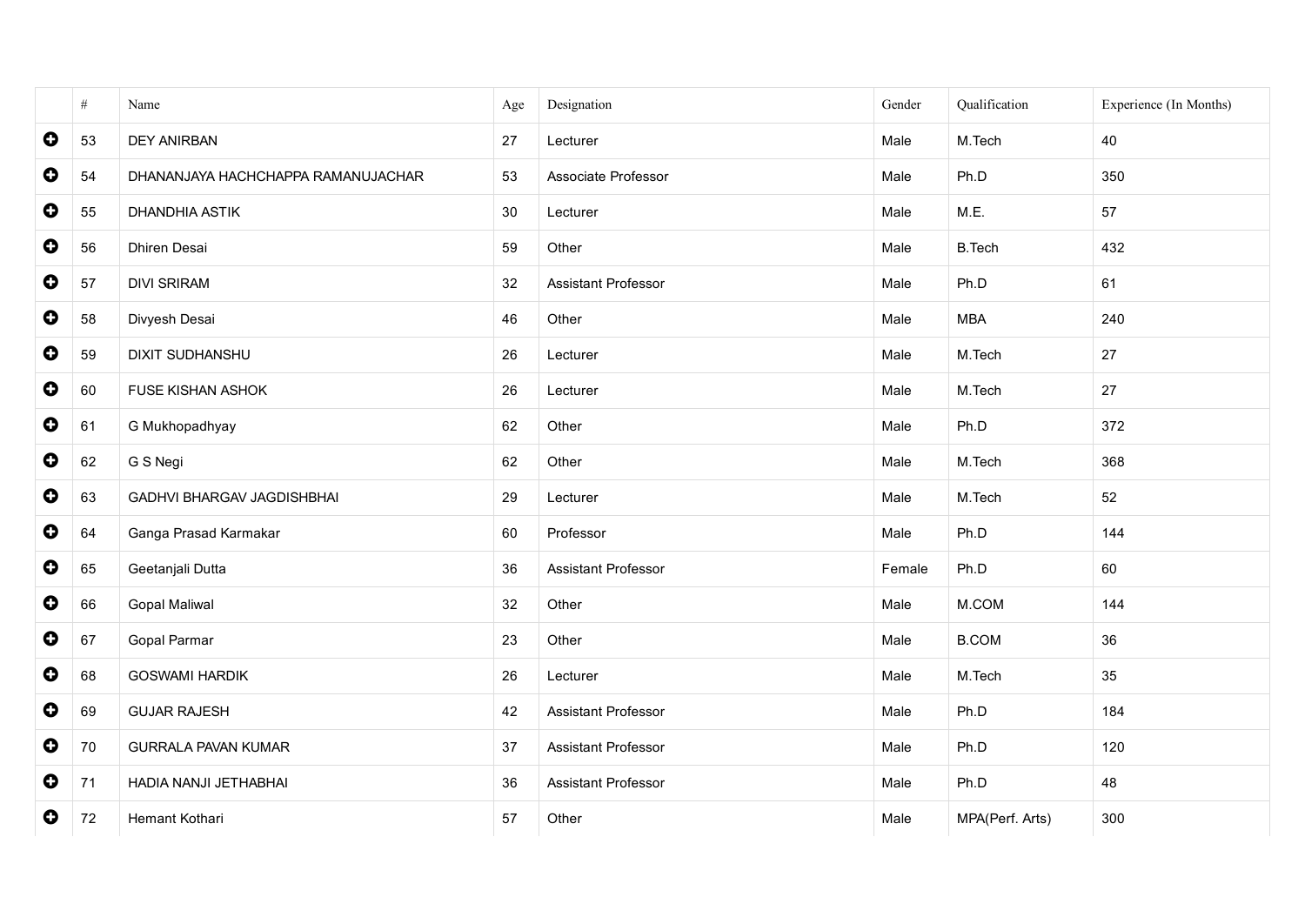| | # | Name | Age | Designation | Gender | Qualification | Experience (In Months) |
|---|---|---|---|---|---|---|---|
| ⊕ | 53 | DEY ANIRBAN | 27 | Lecturer | Male | M.Tech | 40 |
| ⊕ | 54 | DHANANJAYA HACHCHAPPA RAMANUJACHAR | 53 | Associate Professor | Male | Ph.D | 350 |
| ⊕ | 55 | DHANDHIA ASTIK | 30 | Lecturer | Male | M.E. | 57 |
| ⊕ | 56 | Dhiren Desai | 59 | Other | Male | B.Tech | 432 |
| ⊕ | 57 | DIVI SRIRAM | 32 | Assistant Professor | Male | Ph.D | 61 |
| ⊕ | 58 | Divyesh Desai | 46 | Other | Male | MBA | 240 |
| ⊕ | 59 | DIXIT SUDHANSHU | 26 | Lecturer | Male | M.Tech | 27 |
| ⊕ | 60 | FUSE KISHAN ASHOK | 26 | Lecturer | Male | M.Tech | 27 |
| ⊕ | 61 | G Mukhopadhyay | 62 | Other | Male | Ph.D | 372 |
| ⊕ | 62 | G S Negi | 62 | Other | Male | M.Tech | 368 |
| ⊕ | 63 | GADHVI BHARGAV JAGDISHBHAI | 29 | Lecturer | Male | M.Tech | 52 |
| ⊕ | 64 | Ganga Prasad Karmakar | 60 | Professor | Male | Ph.D | 144 |
| ⊕ | 65 | Geetanjali Dutta | 36 | Assistant Professor | Female | Ph.D | 60 |
| ⊕ | 66 | Gopal Maliwal | 32 | Other | Male | M.COM | 144 |
| ⊕ | 67 | Gopal Parmar | 23 | Other | Male | B.COM | 36 |
| ⊕ | 68 | GOSWAMI HARDIK | 26 | Lecturer | Male | M.Tech | 35 |
| ⊕ | 69 | GUJAR RAJESH | 42 | Assistant Professor | Male | Ph.D | 184 |
| ⊕ | 70 | GURRALA PAVAN KUMAR | 37 | Assistant Professor | Male | Ph.D | 120 |
| ⊕ | 71 | HADIA NANJI JETHABHAI | 36 | Assistant Professor | Male | Ph.D | 48 |
| ⊕ | 72 | Hemant Kothari | 57 | Other | Male | MPA(Perf. Arts) | 300 |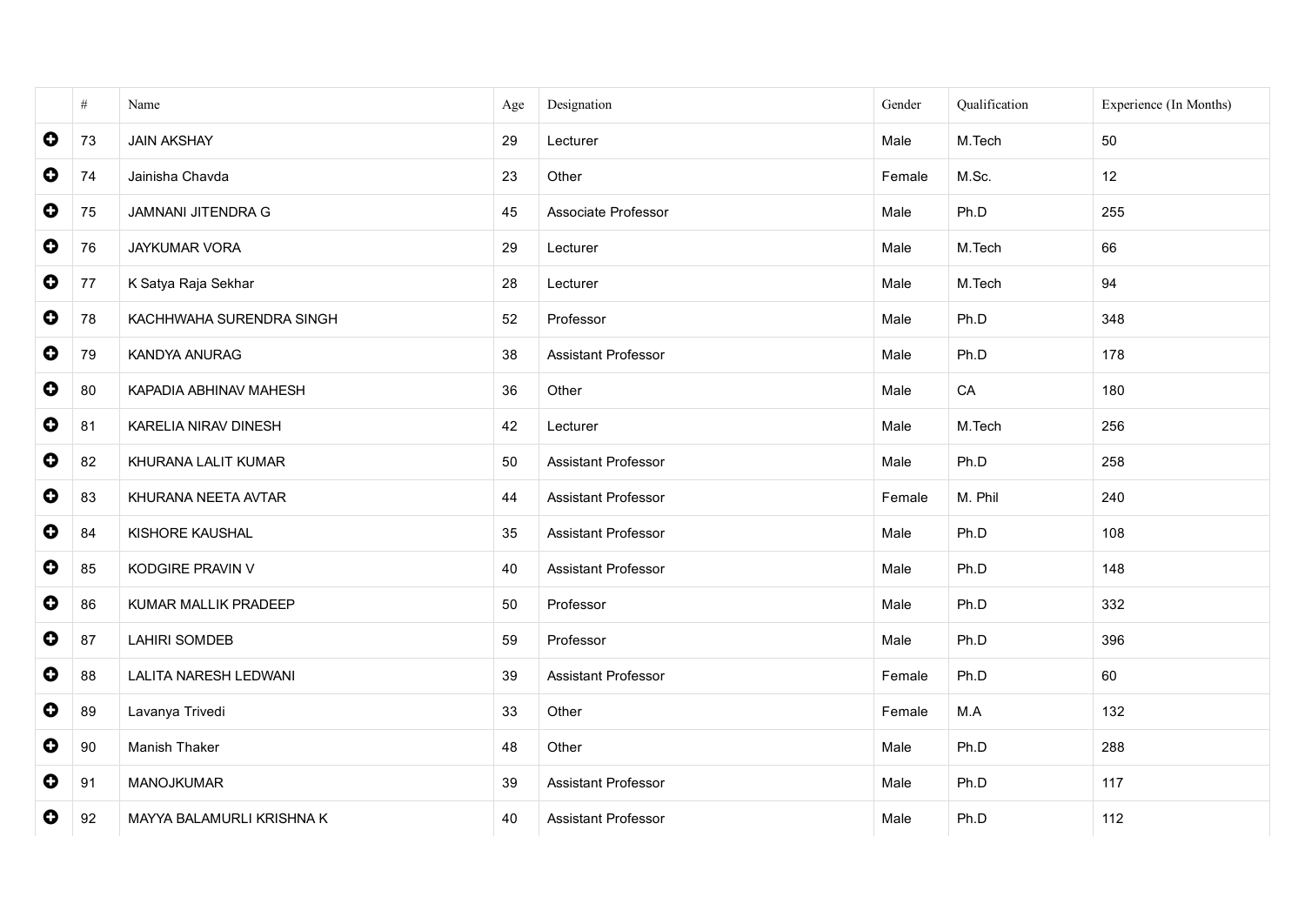| | # | Name | Age | Designation | Gender | Qualification | Experience (In Months) |
|---|---|---|---|---|---|---|---|
| | 73 | JAIN AKSHAY | 29 | Lecturer | Male | M.Tech | 50 |
| | 74 | Jainisha Chavda | 23 | Other | Female | M.Sc. | 12 |
| | 75 | JAMNANI JITENDRA G | 45 | Associate Professor | Male | Ph.D | 255 |
| | 76 | JAYKUMAR VORA | 29 | Lecturer | Male | M.Tech | 66 |
| | 77 | K Satya Raja Sekhar | 28 | Lecturer | Male | M.Tech | 94 |
| | 78 | KACHHWAHA SURENDRA SINGH | 52 | Professor | Male | Ph.D | 348 |
| | 79 | KANDYA ANURAG | 38 | Assistant Professor | Male | Ph.D | 178 |
| | 80 | KAPADIA ABHINAV MAHESH | 36 | Other | Male | CA | 180 |
| | 81 | KARELIA NIRAV DINESH | 42 | Lecturer | Male | M.Tech | 256 |
| | 82 | KHURANA LALIT KUMAR | 50 | Assistant Professor | Male | Ph.D | 258 |
| | 83 | KHURANA NEETA AVTAR | 44 | Assistant Professor | Female | M. Phil | 240 |
| | 84 | KISHORE KAUSHAL | 35 | Assistant Professor | Male | Ph.D | 108 |
| | 85 | KODGIRE PRAVIN V | 40 | Assistant Professor | Male | Ph.D | 148 |
| | 86 | KUMAR MALLIK PRADEEP | 50 | Professor | Male | Ph.D | 332 |
| | 87 | LAHIRI SOMDEB | 59 | Professor | Male | Ph.D | 396 |
| | 88 | LALITA NARESH LEDWANI | 39 | Assistant Professor | Female | Ph.D | 60 |
| | 89 | Lavanya Trivedi | 33 | Other | Female | M.A | 132 |
| | 90 | Manish Thaker | 48 | Other | Male | Ph.D | 288 |
| | 91 | MANOJKUMAR | 39 | Assistant Professor | Male | Ph.D | 117 |
| | 92 | MAYYA BALAMURLI KRISHNA K | 40 | Assistant Professor | Male | Ph.D | 112 |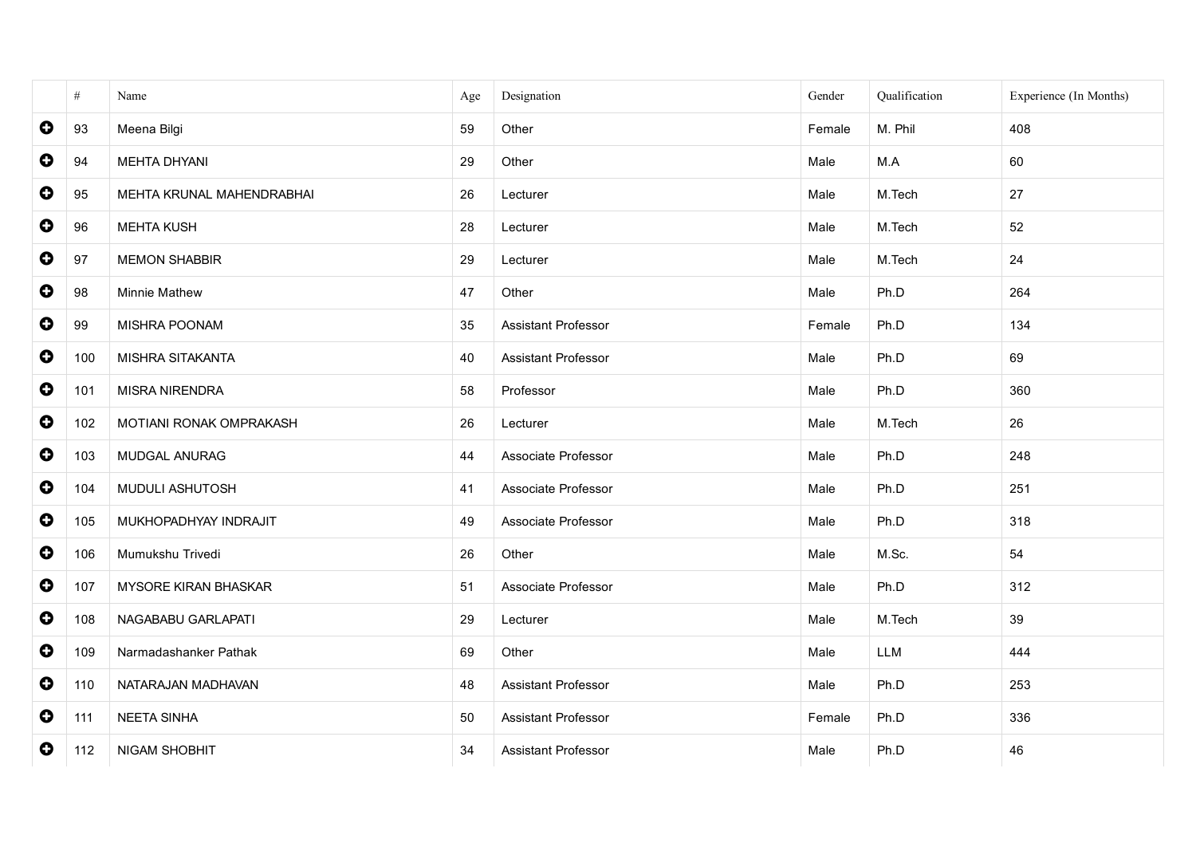| | # | Name | Age | Designation | Gender | Qualification | Experience (In Months) |
|---|---|---|---|---|---|---|---|
| | 93 | Meena Bilgi | 59 | Other | Female | M. Phil | 408 |
| | 94 | MEHTA DHYANI | 29 | Other | Male | M.A | 60 |
| | 95 | MEHTA KRUNAL MAHENDRABHAI | 26 | Lecturer | Male | M.Tech | 27 |
| | 96 | MEHTA KUSH | 28 | Lecturer | Male | M.Tech | 52 |
| | 97 | MEMON SHABBIR | 29 | Lecturer | Male | M.Tech | 24 |
| | 98 | Minnie Mathew | 47 | Other | Male | Ph.D | 264 |
| | 99 | MISHRA POONAM | 35 | Assistant Professor | Female | Ph.D | 134 |
| | 100 | MISHRA SITAKANTA | 40 | Assistant Professor | Male | Ph.D | 69 |
| | 101 | MISRA NIRENDRA | 58 | Professor | Male | Ph.D | 360 |
| | 102 | MOTIANI RONAK OMPRAKASH | 26 | Lecturer | Male | M.Tech | 26 |
| | 103 | MUDGAL ANURAG | 44 | Associate Professor | Male | Ph.D | 248 |
| | 104 | MUDULI ASHUTOSH | 41 | Associate Professor | Male | Ph.D | 251 |
| | 105 | MUKHOPADHYAY INDRAJIT | 49 | Associate Professor | Male | Ph.D | 318 |
| | 106 | Mumukshu Trivedi | 26 | Other | Male | M.Sc. | 54 |
| | 107 | MYSORE KIRAN BHASKAR | 51 | Associate Professor | Male | Ph.D | 312 |
| | 108 | NAGABABU GARLAPATI | 29 | Lecturer | Male | M.Tech | 39 |
| | 109 | Narmadashanker Pathak | 69 | Other | Male | LLM | 444 |
| | 110 | NATARAJAN MADHAVAN | 48 | Assistant Professor | Male | Ph.D | 253 |
| | 111 | NEETA SINHA | 50 | Assistant Professor | Female | Ph.D | 336 |
| | 112 | NIGAM SHOBHIT | 34 | Assistant Professor | Male | Ph.D | 46 |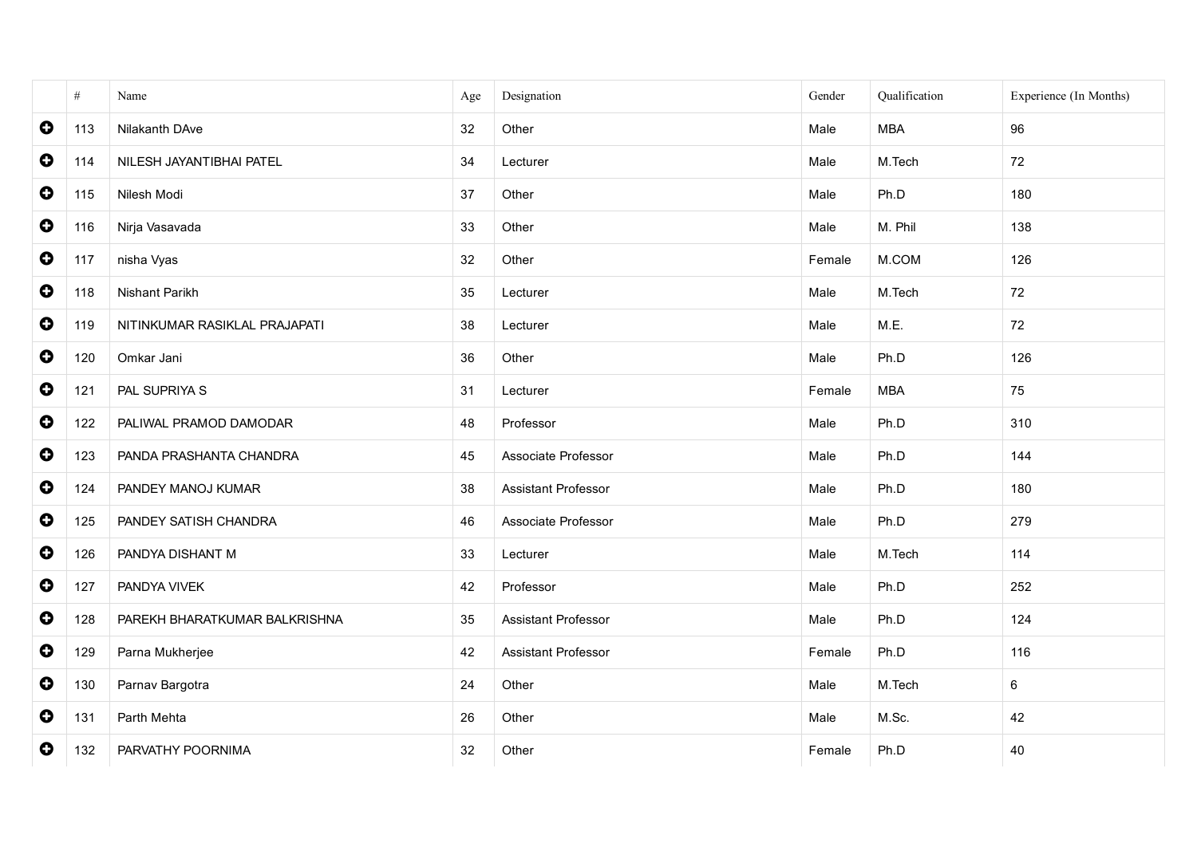| | # | Name | Age | Designation | Gender | Qualification | Experience (In Months) |
|---|---|---|---|---|---|---|---|
| | 113 | Nilakanth DAve | 32 | Other | Male | MBA | 96 |
| | 114 | NILESH JAYANTIBHAI PATEL | 34 | Lecturer | Male | M.Tech | 72 |
| | 115 | Nilesh Modi | 37 | Other | Male | Ph.D | 180 |
| | 116 | Nirja Vasavada | 33 | Other | Male | M. Phil | 138 |
| | 117 | nisha Vyas | 32 | Other | Female | M.COM | 126 |
| | 118 | Nishant Parikh | 35 | Lecturer | Male | M.Tech | 72 |
| | 119 | NITINKUMAR RASIKLAL PRAJAPATI | 38 | Lecturer | Male | M.E. | 72 |
| | 120 | Omkar Jani | 36 | Other | Male | Ph.D | 126 |
| | 121 | PAL SUPRIYA S | 31 | Lecturer | Female | MBA | 75 |
| | 122 | PALIWAL PRAMOD DAMODAR | 48 | Professor | Male | Ph.D | 310 |
| | 123 | PANDA PRASHANTA CHANDRA | 45 | Associate Professor | Male | Ph.D | 144 |
| | 124 | PANDEY MANOJ KUMAR | 38 | Assistant Professor | Male | Ph.D | 180 |
| | 125 | PANDEY SATISH CHANDRA | 46 | Associate Professor | Male | Ph.D | 279 |
| | 126 | PANDYA DISHANT M | 33 | Lecturer | Male | M.Tech | 114 |
| | 127 | PANDYA VIVEK | 42 | Professor | Male | Ph.D | 252 |
| | 128 | PAREKH BHARATKUMAR BALKRISHNA | 35 | Assistant Professor | Male | Ph.D | 124 |
| | 129 | Parna Mukherjee | 42 | Assistant Professor | Female | Ph.D | 116 |
| | 130 | Parnav Bargotra | 24 | Other | Male | M.Tech | 6 |
| | 131 | Parth Mehta | 26 | Other | Male | M.Sc. | 42 |
| | 132 | PARVATHY POORNIMA | 32 | Other | Female | Ph.D | 40 |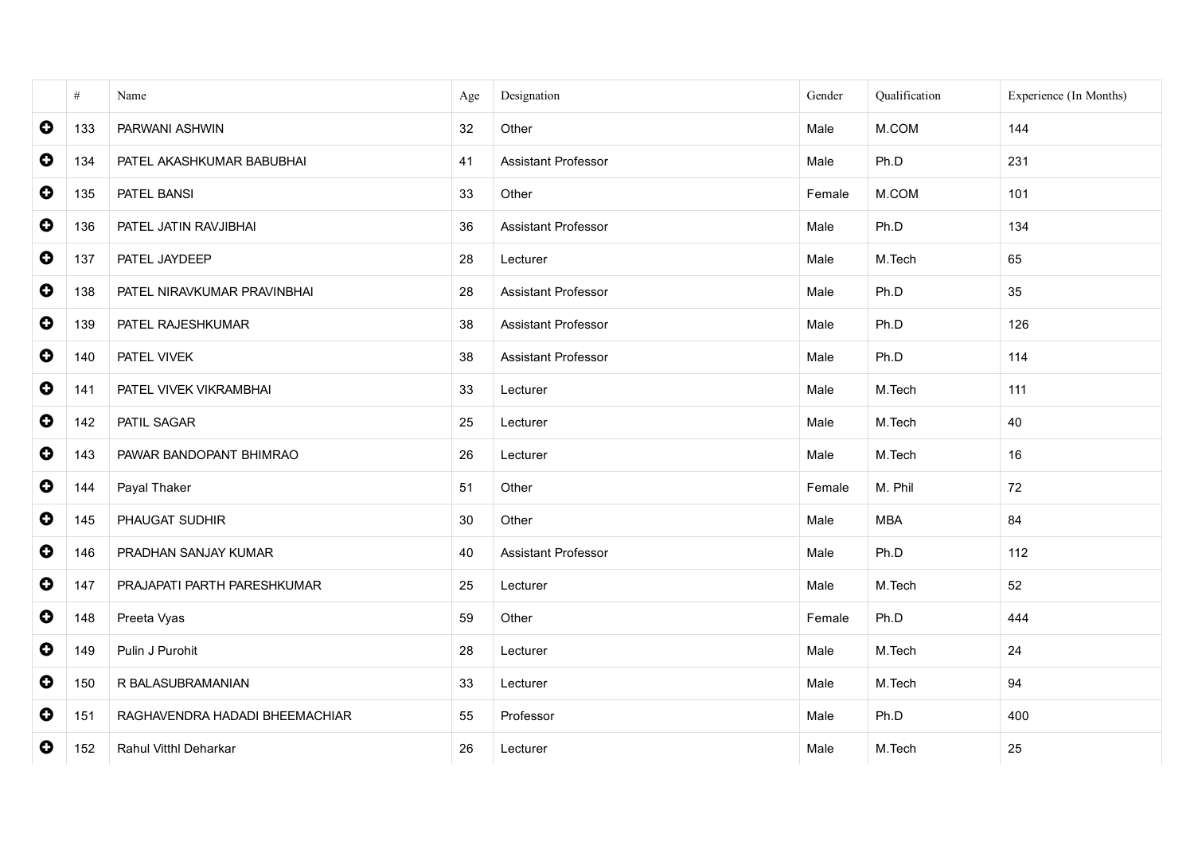| | # | Name | Age | Designation | Gender | Qualification | Experience (In Months) |
|---|---|---|---|---|---|---|---|
| ➕ | 133 | PARWANI ASHWIN | 32 | Other | Male | M.COM | 144 |
| ➕ | 134 | PATEL AKASHKUMAR BABUBHAI | 41 | Assistant Professor | Male | Ph.D | 231 |
| ➕ | 135 | PATEL BANSI | 33 | Other | Female | M.COM | 101 |
| ➕ | 136 | PATEL JATIN RAVJIBHAI | 36 | Assistant Professor | Male | Ph.D | 134 |
| ➕ | 137 | PATEL JAYDEEP | 28 | Lecturer | Male | M.Tech | 65 |
| ➕ | 138 | PATEL NIRAVKUMAR PRAVINBHAI | 28 | Assistant Professor | Male | Ph.D | 35 |
| ➕ | 139 | PATEL RAJESHKUMAR | 38 | Assistant Professor | Male | Ph.D | 126 |
| ➕ | 140 | PATEL VIVEK | 38 | Assistant Professor | Male | Ph.D | 114 |
| ➕ | 141 | PATEL VIVEK VIKRAMBHAI | 33 | Lecturer | Male | M.Tech | 111 |
| ➕ | 142 | PATIL SAGAR | 25 | Lecturer | Male | M.Tech | 40 |
| ➕ | 143 | PAWAR BANDOPANT BHIMRAO | 26 | Lecturer | Male | M.Tech | 16 |
| ➕ | 144 | Payal Thaker | 51 | Other | Female | M. Phil | 72 |
| ➕ | 145 | PHAUGAT SUDHIR | 30 | Other | Male | MBA | 84 |
| ➕ | 146 | PRADHAN SANJAY KUMAR | 40 | Assistant Professor | Male | Ph.D | 112 |
| ➕ | 147 | PRAJAPATI PARTH PARESHKUMAR | 25 | Lecturer | Male | M.Tech | 52 |
| ➕ | 148 | Preeta Vyas | 59 | Other | Female | Ph.D | 444 |
| ➕ | 149 | Pulin J Purohit | 28 | Lecturer | Male | M.Tech | 24 |
| ➕ | 150 | R BALASUBRAMANIAN | 33 | Lecturer | Male | M.Tech | 94 |
| ➕ | 151 | RAGHAVENDRA HADADI BHEEMACHIAR | 55 | Professor | Male | Ph.D | 400 |
| ➕ | 152 | Rahul Vitthl Deharkar | 26 | Lecturer | Male | M.Tech | 25 |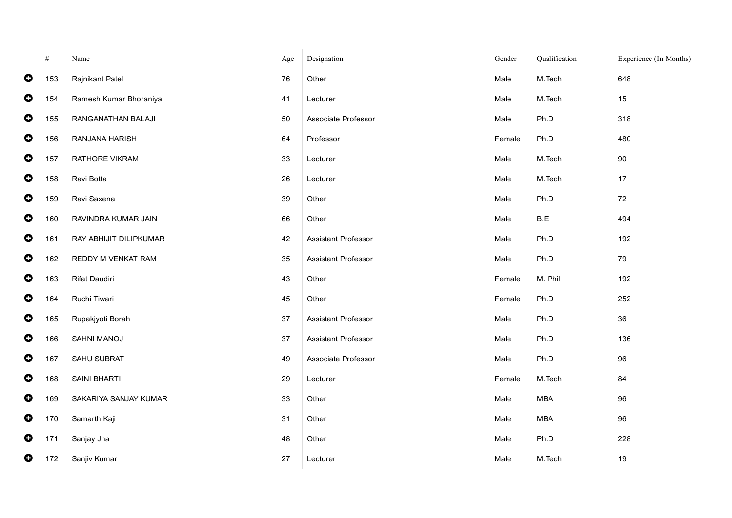| | # | Name | Age | Designation | Gender | Qualification | Experience (In Months) |
|---|---|---|---|---|---|---|---|
| ➕ | 153 | Rajnikant Patel | 76 | Other | Male | M.Tech | 648 |
| ➕ | 154 | Ramesh Kumar Bhoraniya | 41 | Lecturer | Male | M.Tech | 15 |
| ➕ | 155 | RANGANATHAN BALAJI | 50 | Associate Professor | Male | Ph.D | 318 |
| ➕ | 156 | RANJANA HARISH | 64 | Professor | Female | Ph.D | 480 |
| ➕ | 157 | RATHORE VIKRAM | 33 | Lecturer | Male | M.Tech | 90 |
| ➕ | 158 | Ravi Botta | 26 | Lecturer | Male | M.Tech | 17 |
| ➕ | 159 | Ravi Saxena | 39 | Other | Male | Ph.D | 72 |
| ➕ | 160 | RAVINDRA KUMAR JAIN | 66 | Other | Male | B.E | 494 |
| ➕ | 161 | RAY ABHIJIT DILIPKUMAR | 42 | Assistant Professor | Male | Ph.D | 192 |
| ➕ | 162 | REDDY M VENKAT RAM | 35 | Assistant Professor | Male | Ph.D | 79 |
| ➕ | 163 | Rifat Daudiri | 43 | Other | Female | M. Phil | 192 |
| ➕ | 164 | Ruchi Tiwari | 45 | Other | Female | Ph.D | 252 |
| ➕ | 165 | Rupakjyoti Borah | 37 | Assistant Professor | Male | Ph.D | 36 |
| ➕ | 166 | SAHNI MANOJ | 37 | Assistant Professor | Male | Ph.D | 136 |
| ➕ | 167 | SAHU SUBRAT | 49 | Associate Professor | Male | Ph.D | 96 |
| ➕ | 168 | SAINI BHARTI | 29 | Lecturer | Female | M.Tech | 84 |
| ➕ | 169 | SAKARIYA SANJAY KUMAR | 33 | Other | Male | MBA | 96 |
| ➕ | 170 | Samarth Kaji | 31 | Other | Male | MBA | 96 |
| ➕ | 171 | Sanjay Jha | 48 | Other | Male | Ph.D | 228 |
| ➕ | 172 | Sanjiv Kumar | 27 | Lecturer | Male | M.Tech | 19 |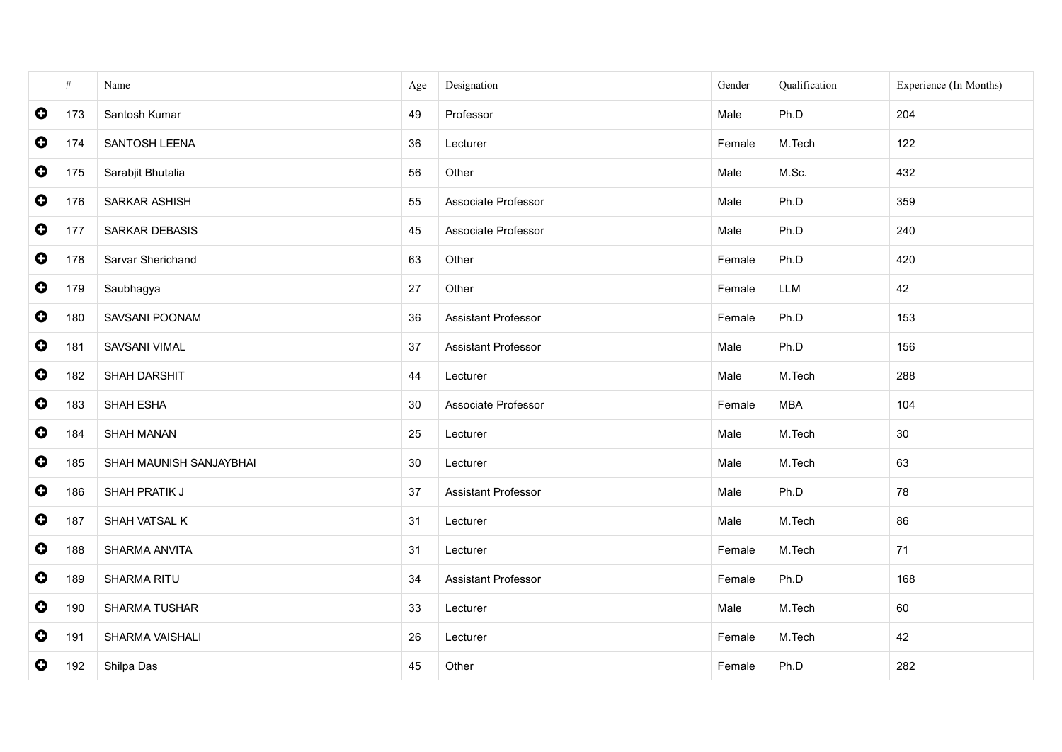| | # | Name | Age | Designation | Gender | Qualification | Experience (In Months) |
|---|---|---|---|---|---|---|---|
| | 173 | Santosh Kumar | 49 | Professor | Male | Ph.D | 204 |
| | 174 | SANTOSH LEENA | 36 | Lecturer | Female | M.Tech | 122 |
| | 175 | Sarabjit Bhutalia | 56 | Other | Male | M.Sc. | 432 |
| | 176 | SARKAR ASHISH | 55 | Associate Professor | Male | Ph.D | 359 |
| | 177 | SARKAR DEBASIS | 45 | Associate Professor | Male | Ph.D | 240 |
| | 178 | Sarvar Sherichand | 63 | Other | Female | Ph.D | 420 |
| | 179 | Saubhagya | 27 | Other | Female | LLM | 42 |
| | 180 | SAVSANI POONAM | 36 | Assistant Professor | Female | Ph.D | 153 |
| | 181 | SAVSANI VIMAL | 37 | Assistant Professor | Male | Ph.D | 156 |
| | 182 | SHAH DARSHIT | 44 | Lecturer | Male | M.Tech | 288 |
| | 183 | SHAH ESHA | 30 | Associate Professor | Female | MBA | 104 |
| | 184 | SHAH MANAN | 25 | Lecturer | Male | M.Tech | 30 |
| | 185 | SHAH MAUNISH SANJAYBHAI | 30 | Lecturer | Male | M.Tech | 63 |
| | 186 | SHAH PRATIK J | 37 | Assistant Professor | Male | Ph.D | 78 |
| | 187 | SHAH VATSAL K | 31 | Lecturer | Male | M.Tech | 86 |
| | 188 | SHARMA ANVITA | 31 | Lecturer | Female | M.Tech | 71 |
| | 189 | SHARMA RITU | 34 | Assistant Professor | Female | Ph.D | 168 |
| | 190 | SHARMA TUSHAR | 33 | Lecturer | Male | M.Tech | 60 |
| | 191 | SHARMA VAISHALI | 26 | Lecturer | Female | M.Tech | 42 |
| | 192 | Shilpa Das | 45 | Other | Female | Ph.D | 282 |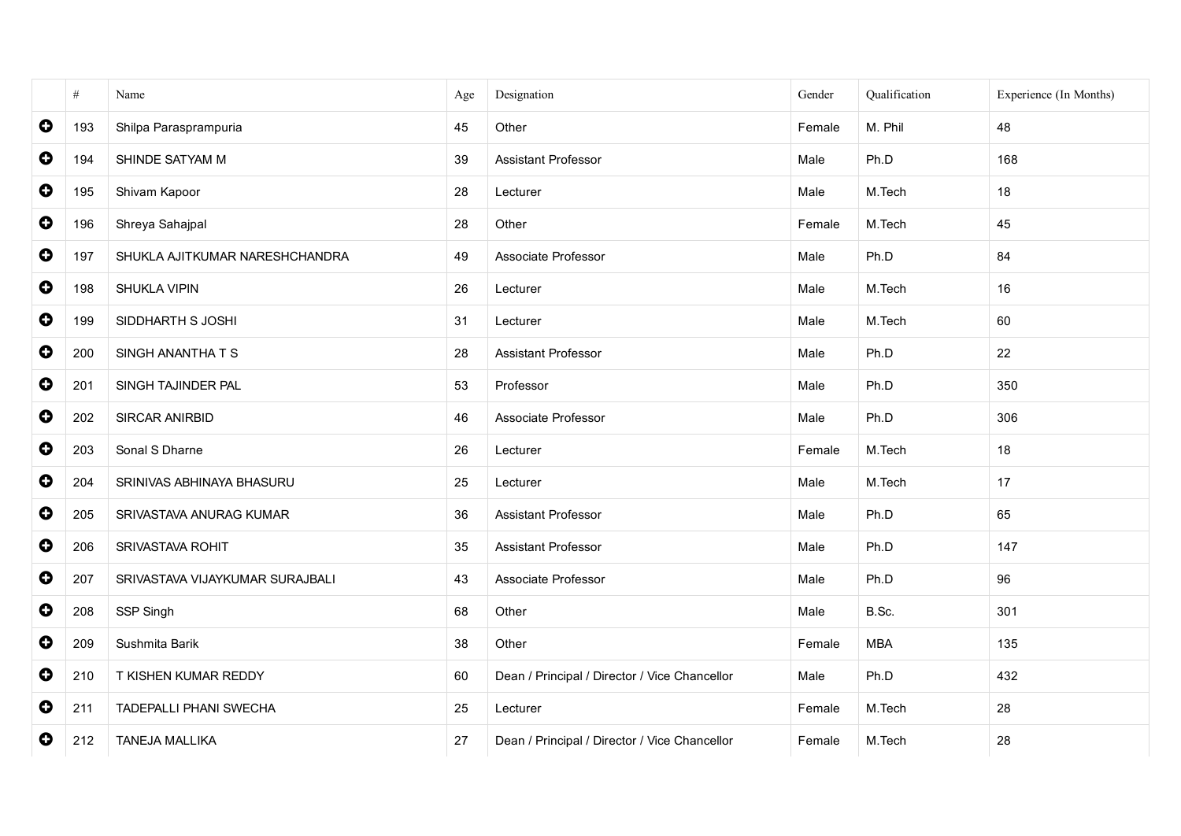| | # | Name | Age | Designation | Gender | Qualification | Experience (In Months) |
|---|---|---|---|---|---|---|---|
| | 193 | Shilpa Parasprampuria | 45 | Other | Female | M. Phil | 48 |
| | 194 | SHINDE SATYAM M | 39 | Assistant Professor | Male | Ph.D | 168 |
| | 195 | Shivam Kapoor | 28 | Lecturer | Male | M.Tech | 18 |
| | 196 | Shreya Sahajpal | 28 | Other | Female | M.Tech | 45 |
| | 197 | SHUKLA AJITKUMAR NARESHCHANDRA | 49 | Associate Professor | Male | Ph.D | 84 |
| | 198 | SHUKLA VIPIN | 26 | Lecturer | Male | M.Tech | 16 |
| | 199 | SIDDHARTH S JOSHI | 31 | Lecturer | Male | M.Tech | 60 |
| | 200 | SINGH ANANTHA T S | 28 | Assistant Professor | Male | Ph.D | 22 |
| | 201 | SINGH TAJINDER PAL | 53 | Professor | Male | Ph.D | 350 |
| | 202 | SIRCAR ANIRBID | 46 | Associate Professor | Male | Ph.D | 306 |
| | 203 | Sonal S Dharne | 26 | Lecturer | Female | M.Tech | 18 |
| | 204 | SRINIVAS ABHINAYA BHASURU | 25 | Lecturer | Male | M.Tech | 17 |
| | 205 | SRIVASTAVA ANURAG KUMAR | 36 | Assistant Professor | Male | Ph.D | 65 |
| | 206 | SRIVASTAVA ROHIT | 35 | Assistant Professor | Male | Ph.D | 147 |
| | 207 | SRIVASTAVA VIJAYKUMAR SURAJBALI | 43 | Associate Professor | Male | Ph.D | 96 |
| | 208 | SSP Singh | 68 | Other | Male | B.Sc. | 301 |
| | 209 | Sushmita Barik | 38 | Other | Female | MBA | 135 |
| | 210 | T KISHEN KUMAR REDDY | 60 | Dean / Principal / Director / Vice Chancellor | Male | Ph.D | 432 |
| | 211 | TADEPALLI PHANI SWECHA | 25 | Lecturer | Female | M.Tech | 28 |
| | 212 | TANEJA MALLIKA | 27 | Dean / Principal / Director / Vice Chancellor | Female | M.Tech | 28 |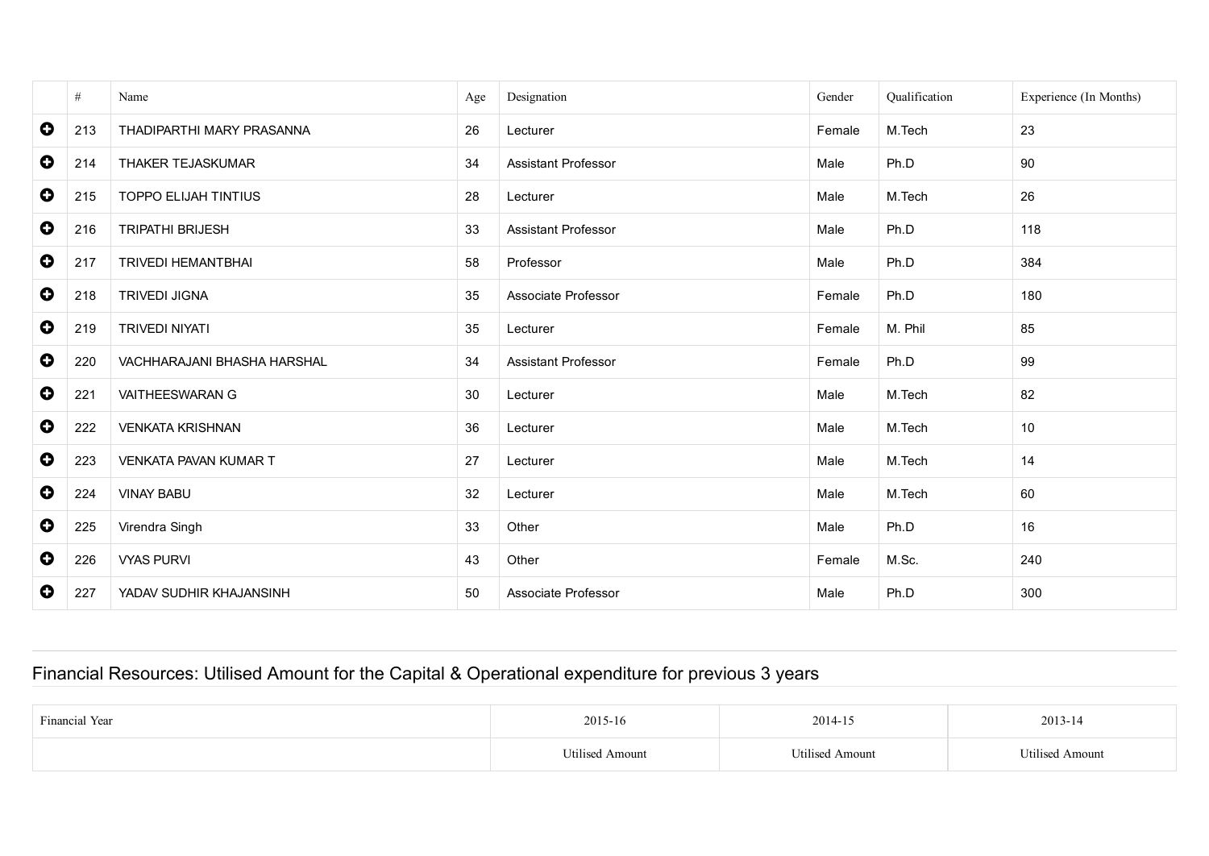| | # | Name | Age | Designation | Gender | Qualification | Experience (In Months) |
|---|---|---|---|---|---|---|---|
| | 213 | THADIPARTHI MARY PRASANNA | 26 | Lecturer | Female | M.Tech | 23 |
| | 214 | THAKER TEJASKUMAR | 34 | Assistant Professor | Male | Ph.D | 90 |
| | 215 | TOPPO ELIJAH TINTIUS | 28 | Lecturer | Male | M.Tech | 26 |
| | 216 | TRIPATHI BRIJESH | 33 | Assistant Professor | Male | Ph.D | 118 |
| | 217 | TRIVEDI HEMANTBHAI | 58 | Professor | Male | Ph.D | 384 |
| | 218 | TRIVEDI JIGNA | 35 | Associate Professor | Female | Ph.D | 180 |
| | 219 | TRIVEDI NIYATI | 35 | Lecturer | Female | M. Phil | 85 |
| | 220 | VACHHARAJANI BHASHA HARSHAL | 34 | Assistant Professor | Female | Ph.D | 99 |
| | 221 | VAITHEESWARAN G | 30 | Lecturer | Male | M.Tech | 82 |
| | 222 | VENKATA KRISHNAN | 36 | Lecturer | Male | M.Tech | 10 |
| | 223 | VENKATA PAVAN KUMAR T | 27 | Lecturer | Male | M.Tech | 14 |
| | 224 | VINAY BABU | 32 | Lecturer | Male | M.Tech | 60 |
| | 225 | Virendra Singh | 33 | Other | Male | Ph.D | 16 |
| | 226 | VYAS PURVI | 43 | Other | Female | M.Sc. | 240 |
| | 227 | YADAV SUDHIR KHAJANSINH | 50 | Associate Professor | Male | Ph.D | 300 |

## Financial Resources: Utilised Amount for the Capital & Operational expenditure for previous 3 years

| Financial Year | 2015-16 | 2014-15 | 2013-14 |
|---|---|---|---|
| | Utilised Amount | Utilised Amount | Utilised Amount |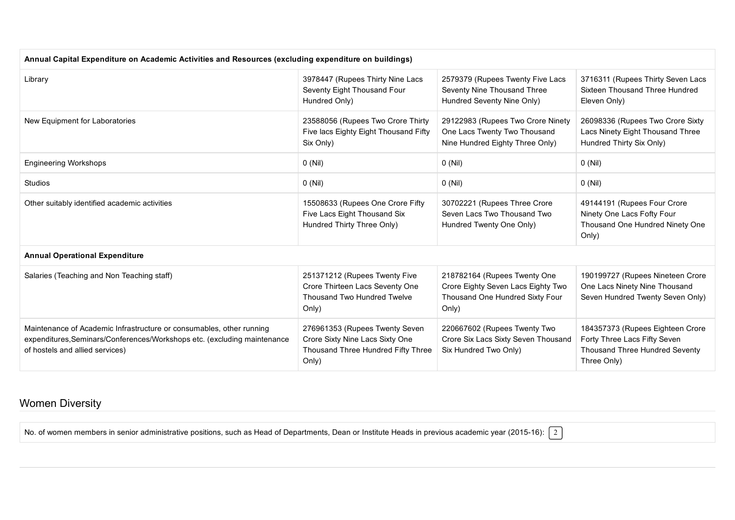| Annual Capital Expenditure on Academic Activities and Resources (excluding expenditure on buildings) | | | |
|---|---|---|---|
| Library | 3978447 (Rupees Thirty Nine Lacs Seventy Eight Thousand Four Hundred Only) | 2579379 (Rupees Twenty Five Lacs Seventy Nine Thousand Three Hundred Seventy Nine Only) | 3716311 (Rupees Thirty Seven Lacs Sixteen Thousand Three Hundred Eleven Only) |
| New Equipment for Laboratories | 23588056 (Rupees Two Crore Thirty Five lacs Eighty Eight Thousand Fifty Six Only) | 29122983 (Rupees Two Crore Ninety One Lacs Twenty Two Thousand Nine Hundred Eighty Three Only) | 26098336 (Rupees Two Crore Sixty Lacs Ninety Eight Thousand Three Hundred Thirty Six Only) |
| Engineering Workshops | 0 (Nil) | 0 (Nil) | 0 (Nil) |
| Studios | 0 (Nil) | 0 (Nil) | 0 (Nil) |
| Other suitably identified academic activities | 15508633 (Rupees One Crore Fifty Five Lacs Eight Thousand Six Hundred Thirty Three Only) | 30702221 (Rupees Three Crore Seven Lacs Two Thousand Two Hundred Twenty One Only) | 49144191 (Rupees Four Crore Ninety One Lacs Fofty Four Thousand One Hundred Ninety One Only) |
| **Annual Operational Expenditure** | | | |
| Salaries (Teaching and Non Teaching staff) | 251371212 (Rupees Twenty Five Crore Thirteen Lacs Seventy One Thousand Two Hundred Twelve Only) | 218782164 (Rupees Twenty One Crore Eighty Seven Lacs Eighty Two Thousand One Hundred Sixty Four Only) | 190199727 (Rupees Nineteen Crore One Lacs Ninety Nine Thousand Seven Hundred Twenty Seven Only) |
| Maintenance of Academic Infrastructure or consumables, other running expenditures,Seminars/Conferences/Workshops etc. (excluding maintenance of hostels and allied services) | 276961353 (Rupees Twenty Seven Crore Sixty Nine Lacs Sixty One Thousand Three Hundred Fifty Three Only) | 220667602 (Rupees Twenty Two Crore Six Lacs Sixty Seven Thousand Six Hundred Two Only) | 184357373 (Rupees Eighteen Crore Forty Three Lacs Fifty Seven Thousand Three Hundred Seventy Three Only) |

## Women Diversity

| No. of women members in senior administrative positions, such as Head of Departments, Dean or Institute Heads in previous academic year (2015-16): | 2 |
|---|---|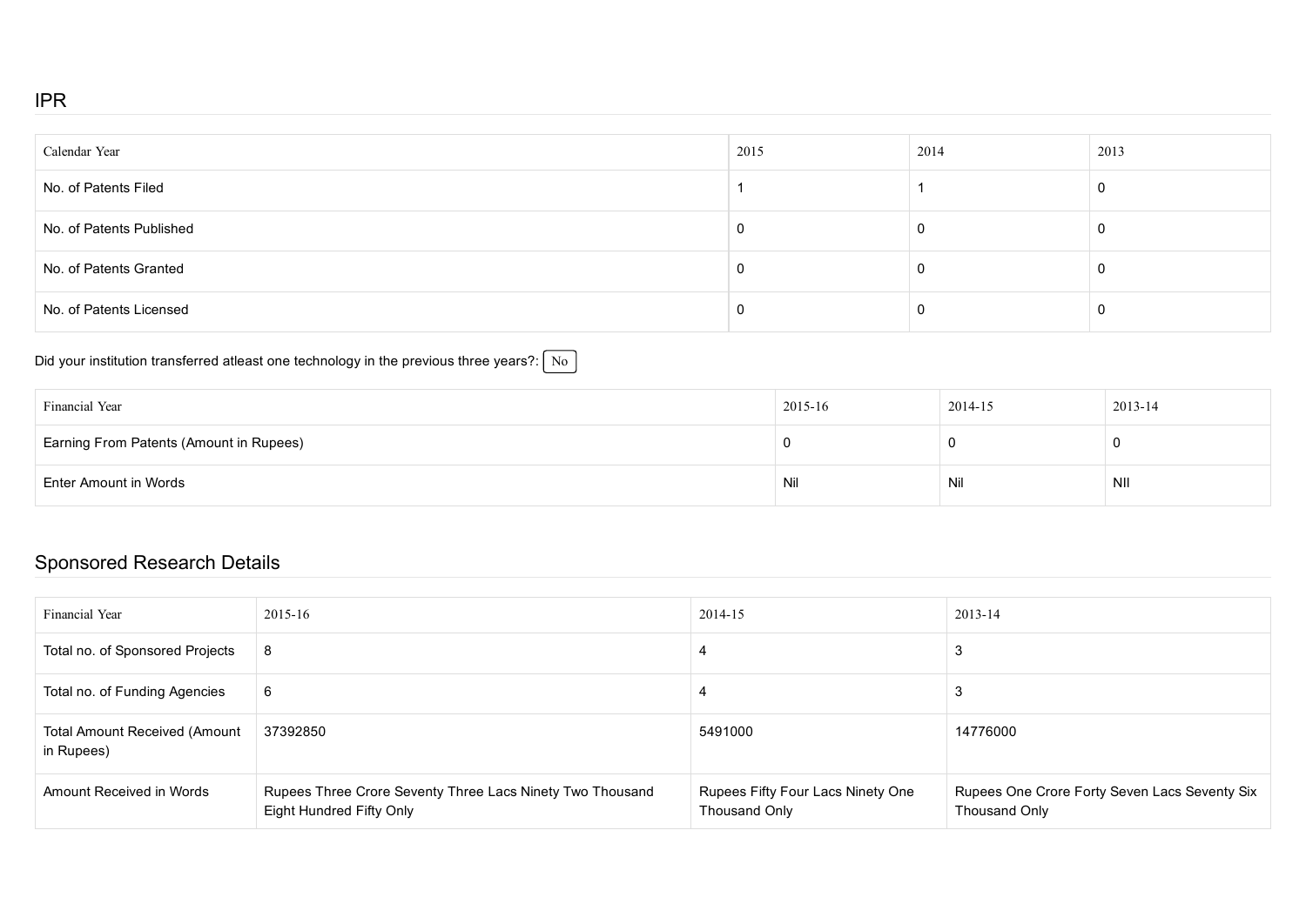## IPR

| Calendar Year | 2015 | 2014 | 2013 |
|---|---|---|---|
| No. of Patents Filed | 1 | 1 | 0 |
| No. of Patents Published | 0 | 0 | 0 |
| No. of Patents Granted | 0 | 0 | 0 |
| No. of Patents Licensed | 0 | 0 | 0 |

Did your institution transferred atleast one technology in the previous three years?: No

| Financial Year | 2015-16 | 2014-15 | 2013-14 |
|---|---|---|---|
| Earning From Patents (Amount in Rupees) | 0 | 0 | 0 |
| Enter Amount in Words | Nil | Nil | NIl |

## Sponsored Research Details

| Financial Year | 2015-16 | 2014-15 | 2013-14 |
|---|---|---|---|
| Total no. of Sponsored Projects | 8 | 4 | 3 |
| Total no. of Funding Agencies | 6 | 4 | 3 |
| Total Amount Received (Amount in Rupees) | 37392850 | 5491000 | 14776000 |
| Amount Received in Words | Rupees Three Crore Seventy Three Lacs Ninety Two Thousand Eight Hundred Fifty Only | Rupees Fifty Four Lacs Ninety One Thousand Only | Rupees One Crore Forty Seven Lacs Seventy Six Thousand Only |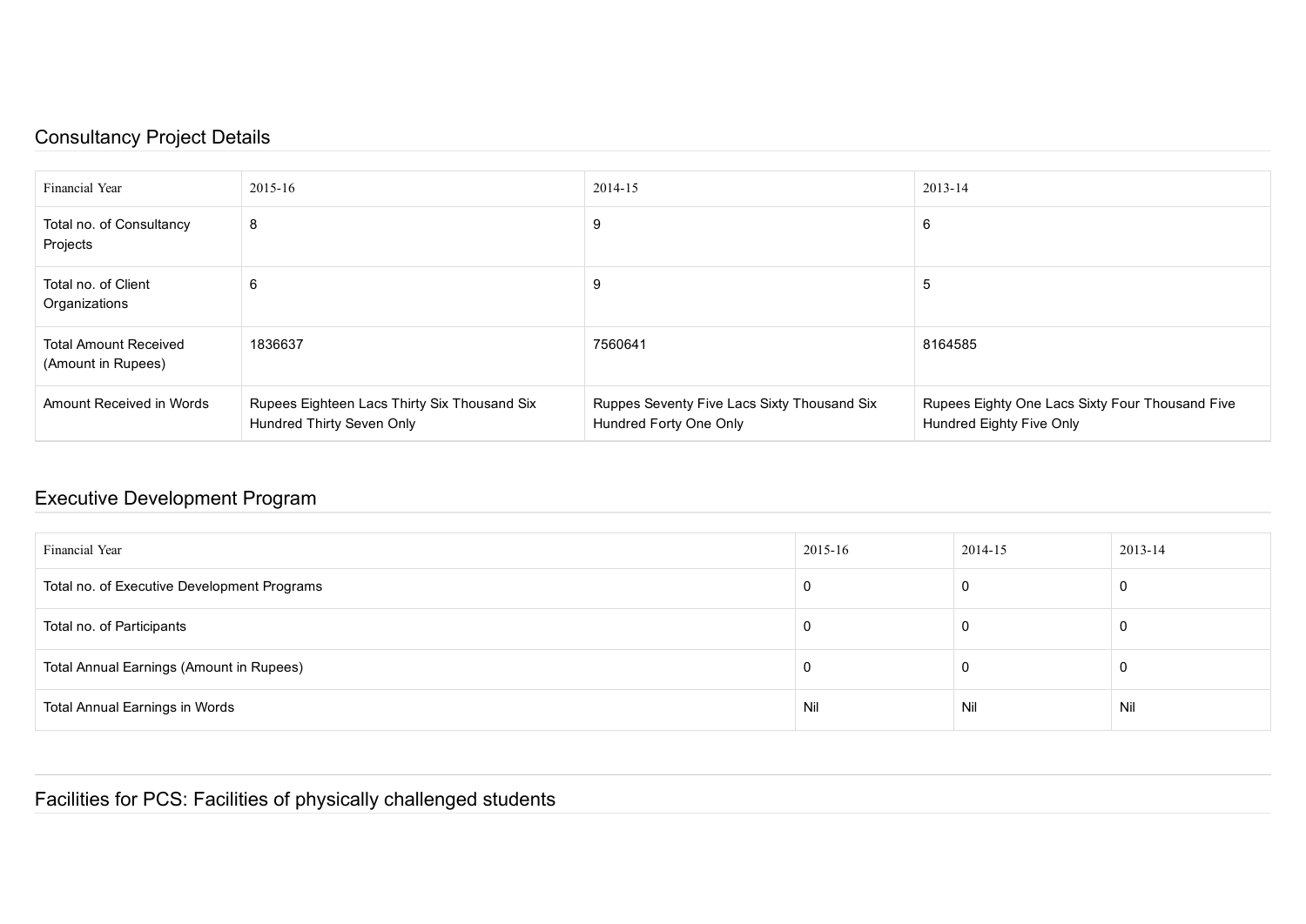## Consultancy Project Details

| Financial Year | 2015-16 | 2014-15 | 2013-14 |
|---|---|---|---|
| Total no. of Consultancy Projects | 8 | 9 | 6 |
| Total no. of Client Organizations | 6 | 9 | 5 |
| Total Amount Received (Amount in Rupees) | 1836637 | 7560641 | 8164585 |
| Amount Received in Words | Rupees Eighteen Lacs Thirty Six Thousand Six Hundred Thirty Seven Only | Ruppes Seventy Five Lacs Sixty Thousand Six Hundred Forty One Only | Rupees Eighty One Lacs Sixty Four Thousand Five Hundred Eighty Five Only |

## Executive Development Program

| Financial Year | 2015-16 | 2014-15 | 2013-14 |
|---|---|---|---|
| Total no. of Executive Development Programs | 0 | 0 | 0 |
| Total no. of Participants | 0 | 0 | 0 |
| Total Annual Earnings (Amount in Rupees) | 0 | 0 | 0 |
| Total Annual Earnings in Words | Nil | Nil | Nil |

## Facilities for PCS: Facilities of physically challenged students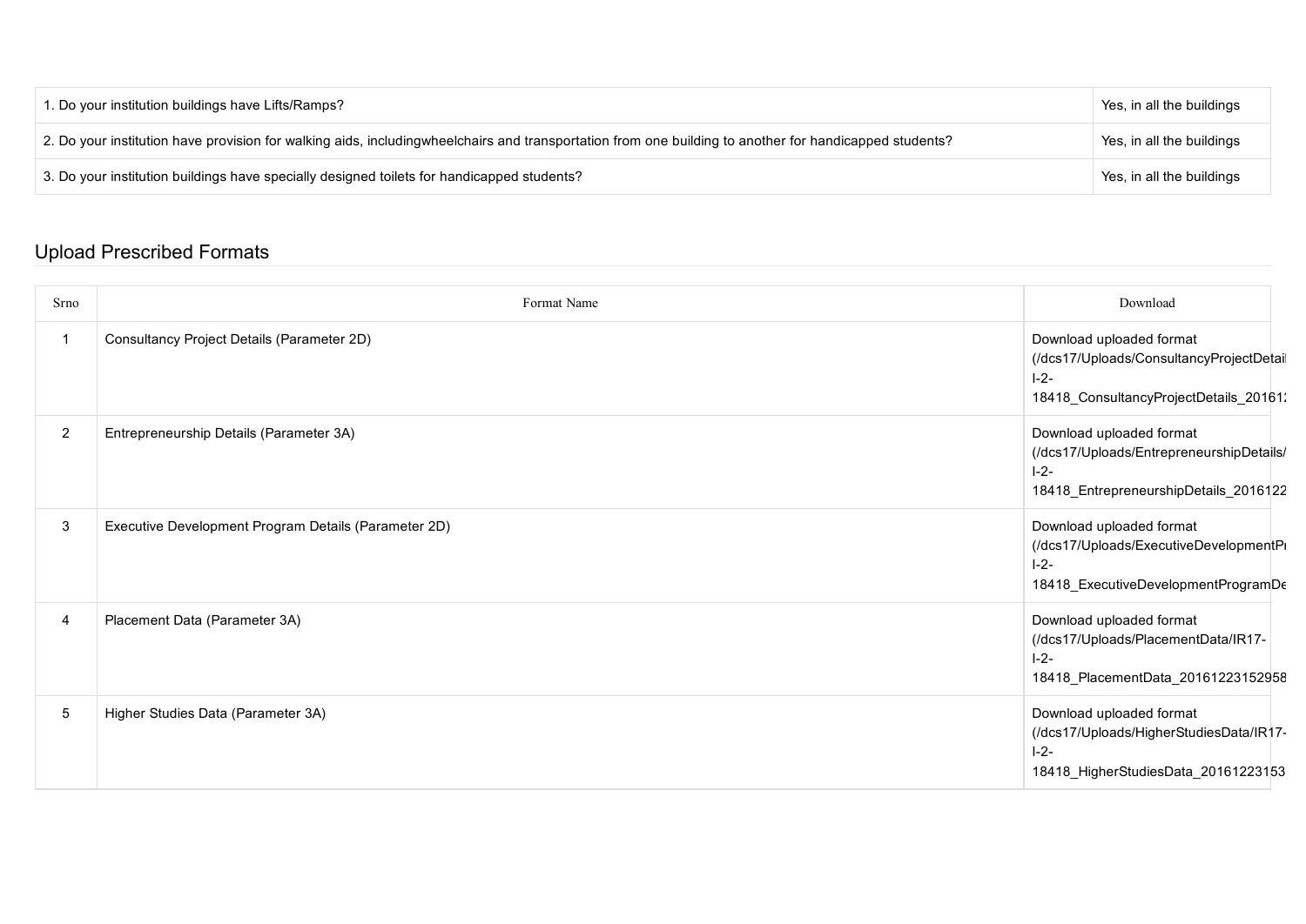| | |
|---|---|
| 1. Do your institution buildings have Lifts/Ramps? | Yes, in all the buildings |
| 2. Do your institution have provision for walking aids, includingwheelchairs and transportation from one building to another for handicapped students? | Yes, in all the buildings |
| 3. Do your institution buildings have specially designed toilets for handicapped students? | Yes, in all the buildings |

## Upload Prescribed Formats

| Srno | Format Name | Download |
|---|---|---|
| 1 | Consultancy Project Details (Parameter 2D) | Download uploaded format (/dcs17/Uploads/ConsultancyProjectDetail I-2-18418_ConsultancyProjectDetails_20161 |
| 2 | Entrepreneurship Details (Parameter 3A) | Download uploaded format (/dcs17/Uploads/EntrepreneurshipDetails/ I-2-18418_EntrepreneurshipDetails_2016122 |
| 3 | Executive Development Program Details (Parameter 2D) | Download uploaded format (/dcs17/Uploads/ExecutiveDevelopmentPr I-2-18418_ExecutiveDevelopmentProgramDe |
| 4 | Placement Data (Parameter 3A) | Download uploaded format (/dcs17/Uploads/PlacementData/IR17-I-2-18418_PlacementData_20161223152958 |
| 5 | Higher Studies Data (Parameter 3A) | Download uploaded format (/dcs17/Uploads/HigherStudiesData/IR17-I-2-18418_HigherStudiesData_20161223153 |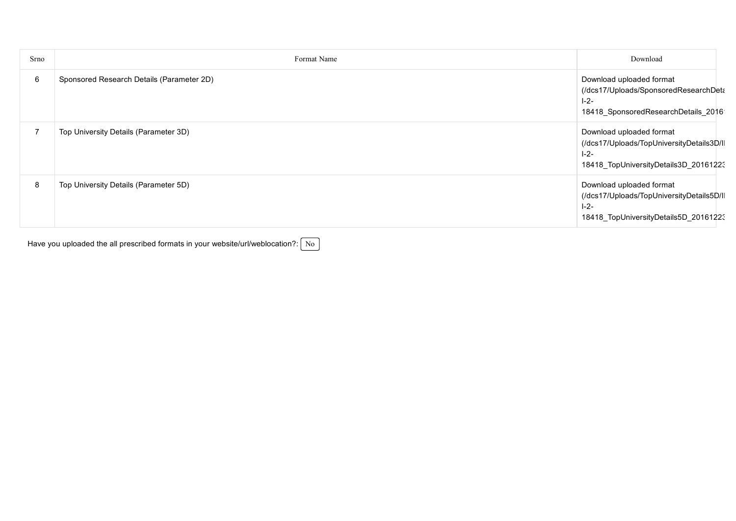| Srno | Format Name | Download |
|---|---|---|
| 6 | Sponsored Research Details (Parameter 2D) | Download uploaded format (/dcs17/Uploads/SponsoredResearchDeta I-2- 18418_SponsoredResearchDetails_2016 |
| 7 | Top University Details (Parameter 3D) | Download uploaded format (/dcs17/Uploads/TopUniversityDetails3D/I I-2- 18418_TopUniversityDetails3D_2016122 |
| 8 | Top University Details (Parameter 5D) | Download uploaded format (/dcs17/Uploads/TopUniversityDetails5D/I I-2- 18418_TopUniversityDetails5D_2016122 |

Have you uploaded the all prescribed formats in your website/url/weblocation?: No